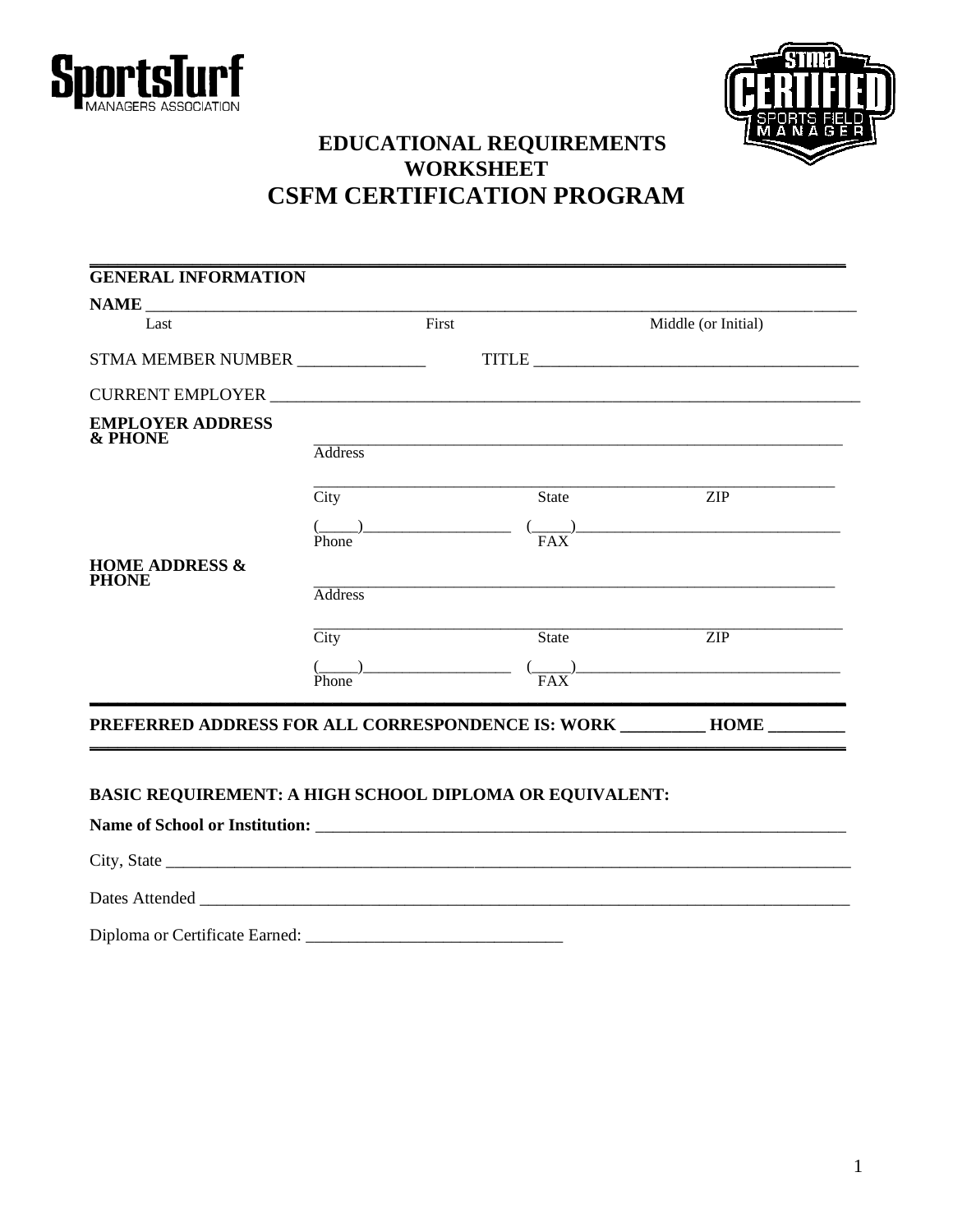# EDUCATIONAL REQUIREMENTS WORKSHEET
# CSFM CERTIFICATION PROGRAM

## GENERAL INFORMATION

**NAME** ______________________________________________________________________________

Last | First | Middle (or Initial)

STMA MEMBER NUMBER _______________ TITLE ______________________________________

CURRENT EMPLOYER __________________________________________________________________

**EMPLOYER ADDRESS & PHONE**

______________________________________________________________
Address

______________________________________________________________
City | State | ZIP

(_____)__________________ (_____)________________________________
Phone | FAX

**HOME ADDRESS & PHONE**

______________________________________________________________
Address

______________________________________________________________
City | State | ZIP

(_____)__________________ (_____)________________________________
Phone | FAX

**PREFERRED ADDRESS FOR ALL CORRESPONDENCE IS: WORK _________ HOME ________**

## BASIC REQUIREMENT: A HIGH SCHOOL DIPLOMA OR EQUIVALENT:

**Name of School or Institution:** ______________________________________________________________

City, State ______________________________________________________________________________

Dates Attended ___________________________________________________________________________

Diploma or Certificate Earned: ______________________________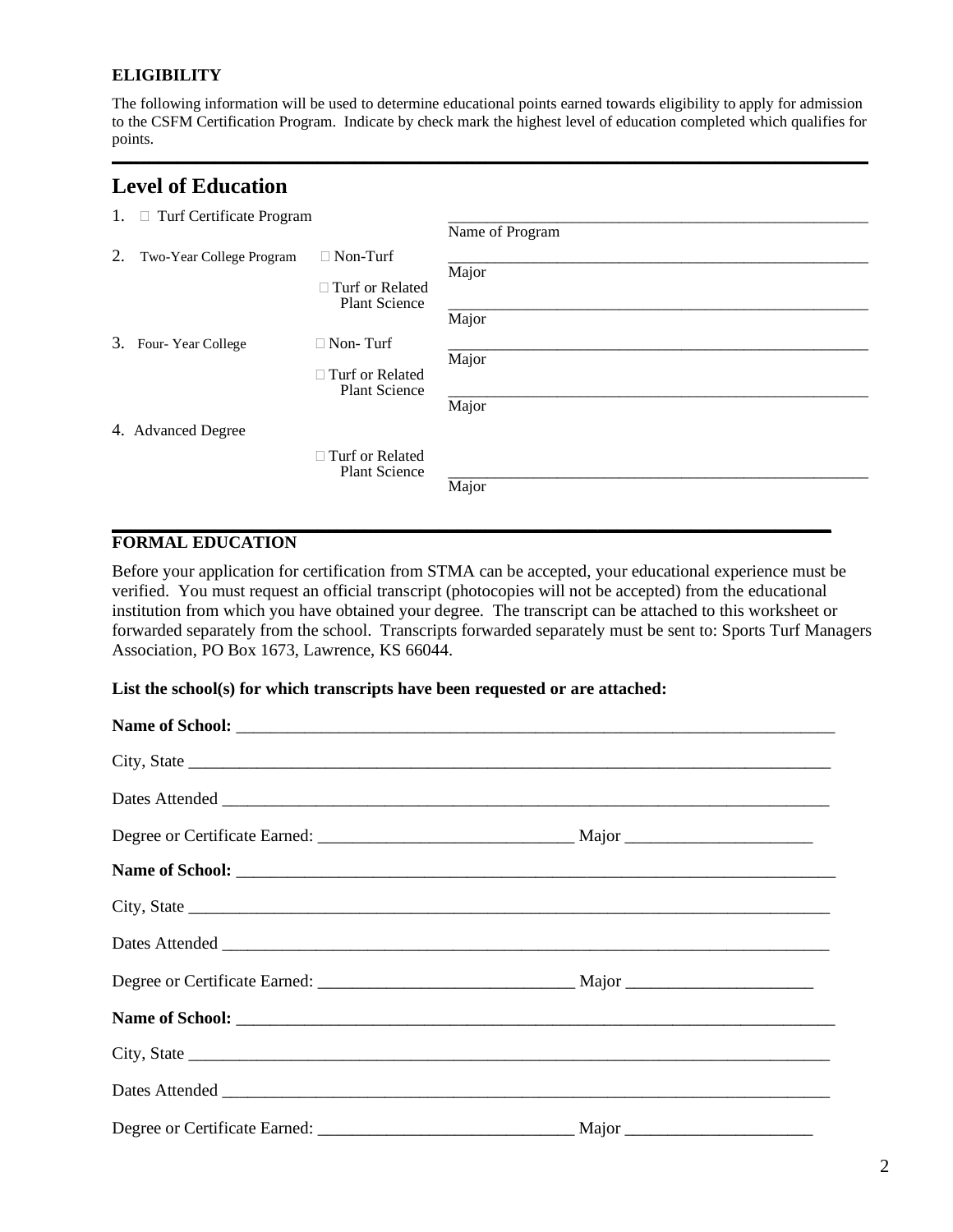**ELIGIBILITY**

The following information will be used to determine educational points earned towards eligibility to apply for admission to the CSFM Certification Program. Indicate by check mark the highest level of education completed which qualifies for points.

## Level of Education

1. ☐ Turf Certificate Program &nbsp;&nbsp; _______________________ Name of Program

2. Two-Year College Program
   - ☐ Non-Turf &nbsp;&nbsp; _______________________ Major
   - ☐ Turf or Related Plant Science &nbsp;&nbsp; _______________________ Major

3. Four- Year College
   - ☐ Non- Turf &nbsp;&nbsp; _______________________ Major
   - ☐ Turf or Related Plant Science &nbsp;&nbsp; _______________________ Major

4. Advanced Degree
   - ☐ Turf or Related Plant Science &nbsp;&nbsp; _______________________ Major

---

**FORMAL EDUCATION**

Before your application for certification from STMA can be accepted, your educational experience must be verified. You must request an official transcript (photocopies will not be accepted) from the educational institution from which you have obtained your degree. The transcript can be attached to this worksheet or forwarded separately from the school. Transcripts forwarded separately must be sent to: Sports Turf Managers Association, PO Box 1673, Lawrence, KS 66044.

**List the school(s) for which transcripts have been requested or are attached:**

**Name of School:** _______________________________________________

City, State _______________________________________________

Dates Attended _______________________________________________

Degree or Certificate Earned: ______________________ Major ____________________

**Name of School:** _______________________________________________

City, State _______________________________________________

Dates Attended _______________________________________________

Degree or Certificate Earned: ______________________ Major ____________________

**Name of School:** _______________________________________________

City, State _______________________________________________

Dates Attended _______________________________________________

Degree or Certificate Earned: ______________________ Major ____________________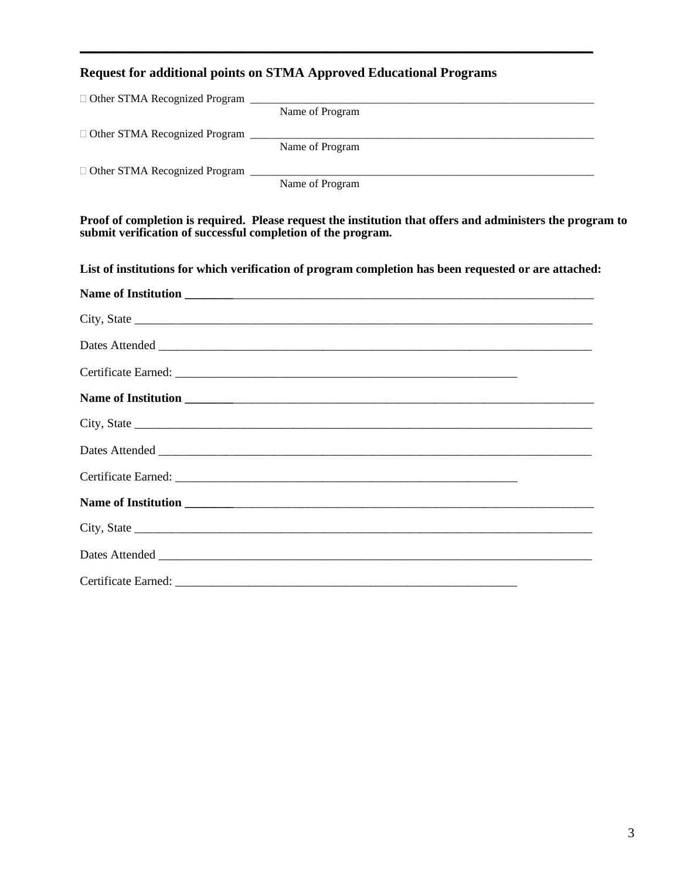## Request for additional points on STMA Approved Educational Programs

☐ Other STMA Recognized Program ______________________________________________
Name of Program

☐ Other STMA Recognized Program ______________________________________________
Name of Program

☐ Other STMA Recognized Program ______________________________________________
Name of Program

**Proof of completion is required. Please request the institution that offers and administers the program to submit verification of successful completion of the program.**

**List of institutions for which verification of program completion has been requested or are attached:**

**Name of Institution** ______________________________________________

City, State ______________________________________________

Dates Attended ______________________________________________

Certificate Earned: ______________________________________________

**Name of Institution** ______________________________________________

City, State ______________________________________________

Dates Attended ______________________________________________

Certificate Earned: ______________________________________________

**Name of Institution** ______________________________________________

City, State ______________________________________________

Dates Attended ______________________________________________

Certificate Earned: ______________________________________________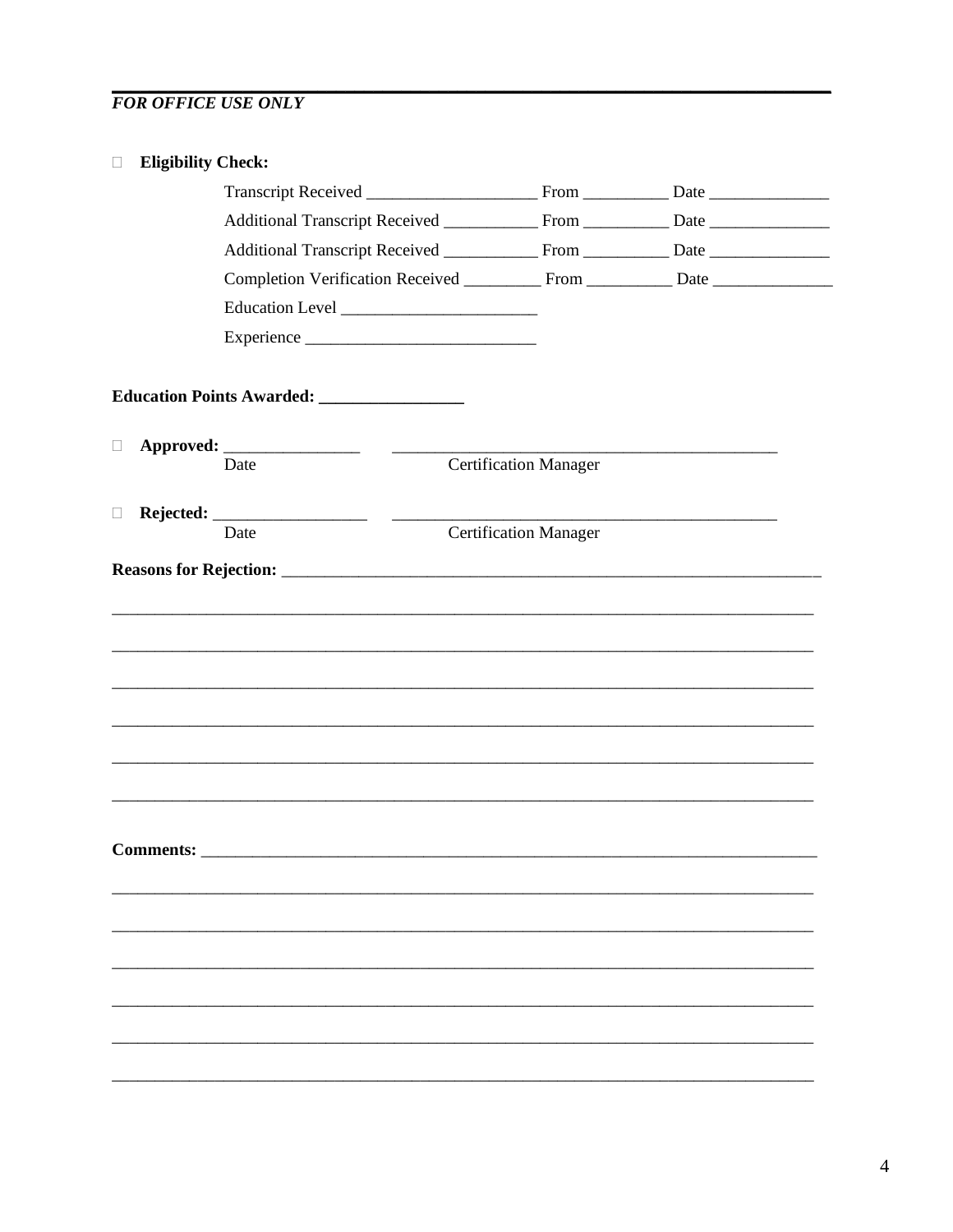***FOR OFFICE USE ONLY***

☐ **Eligibility Check:**

Transcript Received ____________________ From __________ Date ______________

Additional Transcript Received ___________ From __________ Date ______________

Additional Transcript Received ___________ From __________ Date ______________

Completion Verification Received _________ From __________ Date ______________

Education Level _______________________

Experience ___________________________

**Education Points Awarded: _________________**

☐ **Approved:** ________________ _____________________________________________

Date Certification Manager

☐ **Rejected:** __________________ _____________________________________________

Date Certification Manager

**Reasons for Rejection:** _________________________________________________________________

_____________________________________________________________________________________

_____________________________________________________________________________________

_____________________________________________________________________________________

_____________________________________________________________________________________

_____________________________________________________________________________________

_____________________________________________________________________________________

**Comments:** _________________________________________________________________________

_____________________________________________________________________________________

_____________________________________________________________________________________

_____________________________________________________________________________________

_____________________________________________________________________________________

_____________________________________________________________________________________

_____________________________________________________________________________________